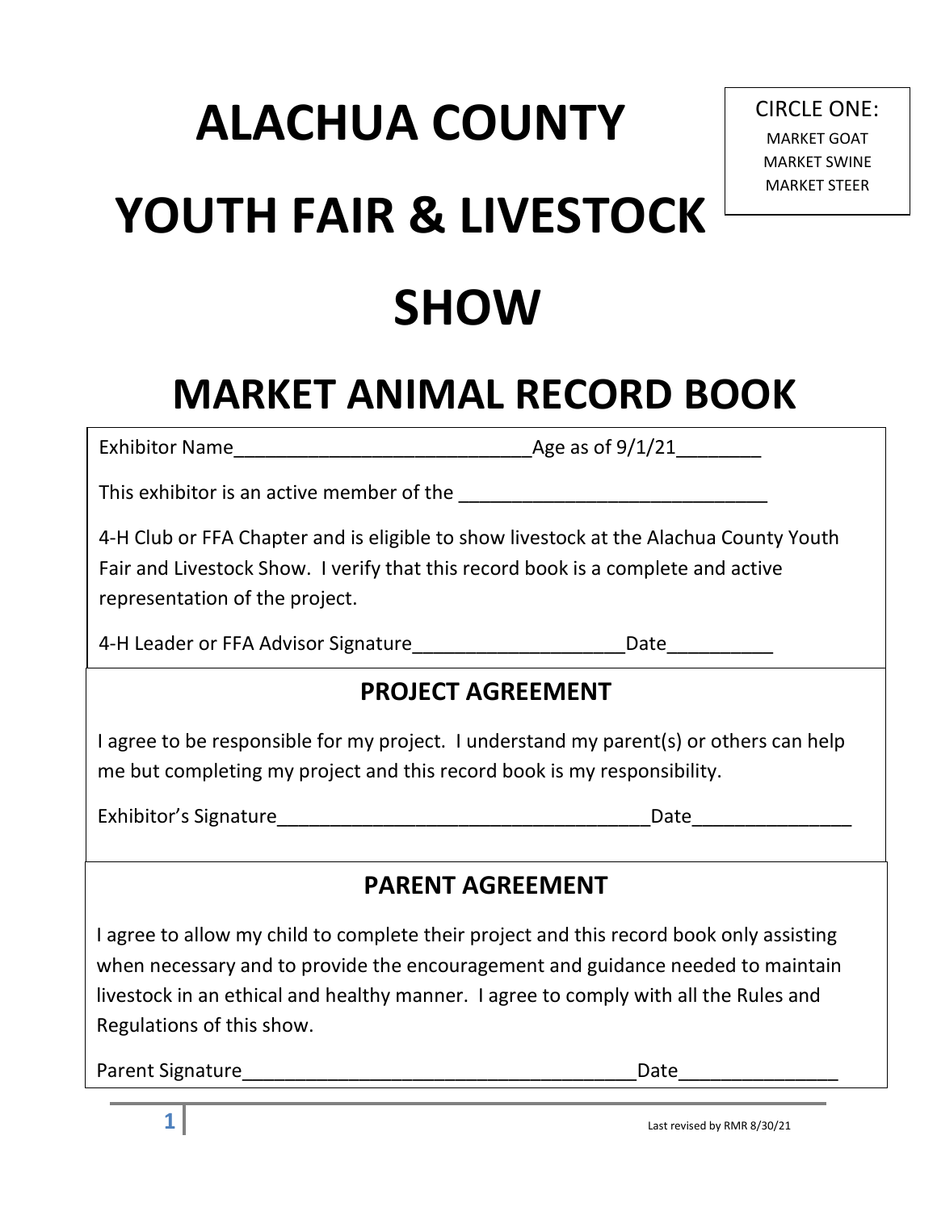# ALACHUA COUNTY YOUTH FAIR & LIVESTOCK SHOW

CIRCLE ONE:
MARKET GOAT
MARKET SWINE
MARKET STEER

## MARKET ANIMAL RECORD BOOK

Exhibitor Name_____________________________Age as of 9/1/21________

This exhibitor is an active member of the ______________________________

4-H Club or FFA Chapter and is eligible to show livestock at the Alachua County Youth Fair and Livestock Show. I verify that this record book is a complete and active representation of the project.

4-H Leader or FFA Advisor Signature____________________Date__________

### PROJECT AGREEMENT

I agree to be responsible for my project. I understand my parent(s) or others can help me but completing my project and this record book is my responsibility.

Exhibitor's Signature____________________________________Date_______________

### PARENT AGREEMENT

I agree to allow my child to complete their project and this record book only assisting when necessary and to provide the encouragement and guidance needed to maintain livestock in an ethical and healthy manner. I agree to comply with all the Rules and Regulations of this show.

Parent Signature______________________________________Date_______________

Last revised by RMR 8/30/21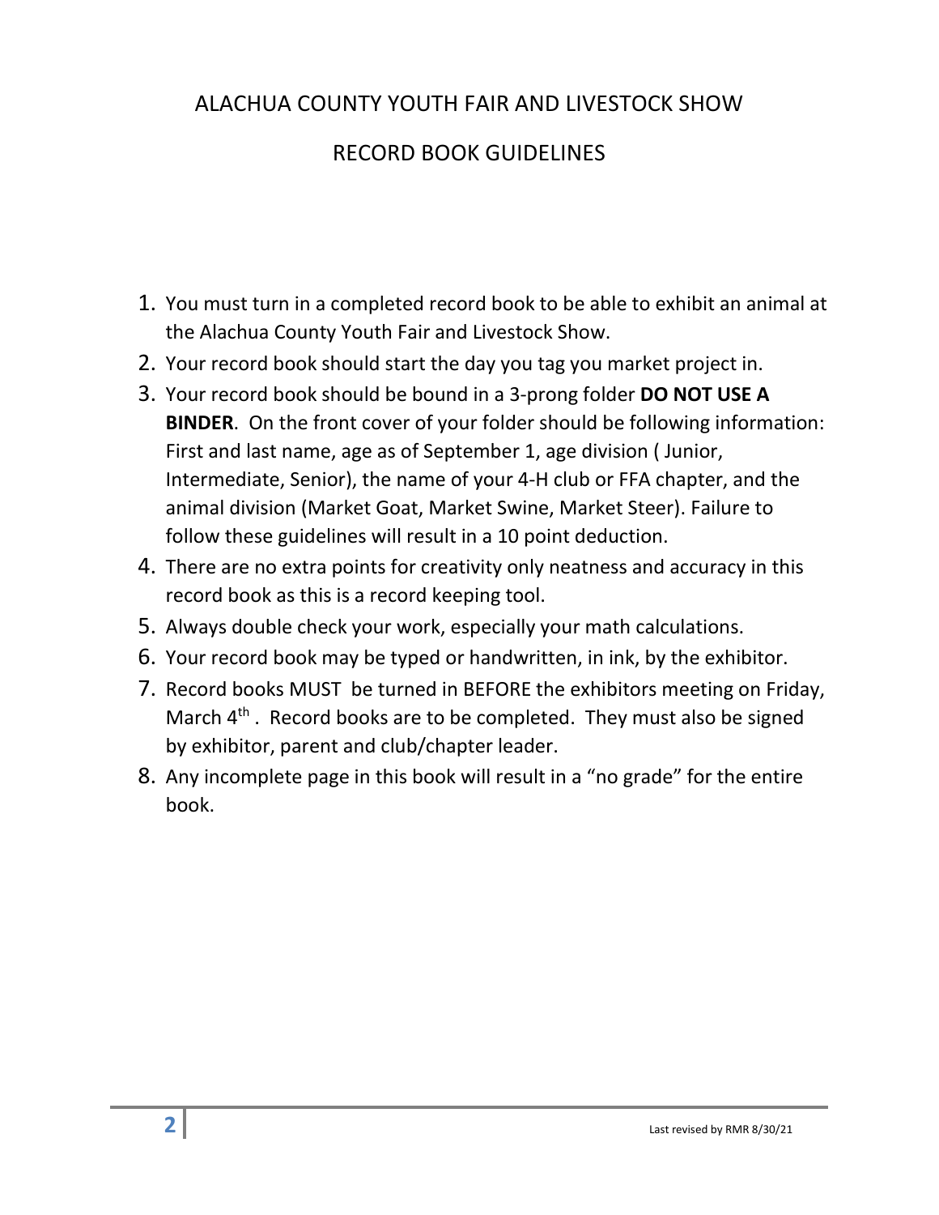# ALACHUA COUNTY YOUTH FAIR AND LIVESTOCK SHOW

## RECORD BOOK GUIDELINES

1. You must turn in a completed record book to be able to exhibit an animal at the Alachua County Youth Fair and Livestock Show.
2. Your record book should start the day you tag you market project in.
3. Your record book should be bound in a 3-prong folder **DO NOT USE A BINDER**. On the front cover of your folder should be following information: First and last name, age as of September 1, age division ( Junior, Intermediate, Senior), the name of your 4-H club or FFA chapter, and the animal division (Market Goat, Market Swine, Market Steer). Failure to follow these guidelines will result in a 10 point deduction.
4. There are no extra points for creativity only neatness and accuracy in this record book as this is a record keeping tool.
5. Always double check your work, especially your math calculations.
6. Your record book may be typed or handwritten, in ink, by the exhibitor.
7. Record books MUST be turned in BEFORE the exhibitors meeting on Friday, March 4th . Record books are to be completed. They must also be signed by exhibitor, parent and club/chapter leader.
8. Any incomplete page in this book will result in a "no grade" for the entire book.

Last revised by RMR 8/30/21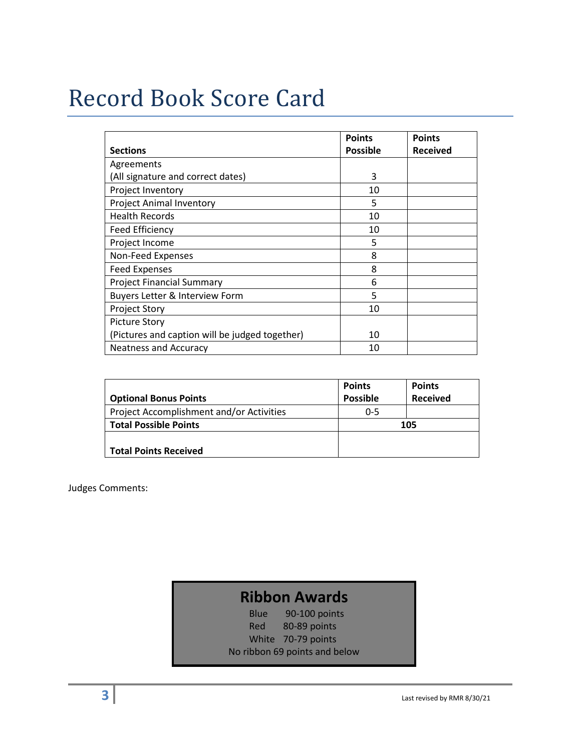# Record Book Score Card

| Sections | Points Possible | Points Received |
|---|---|---|
| Agreements (All signature and correct dates) | 3 | |
| Project Inventory | 10 | |
| Project Animal Inventory | 5 | |
| Health Records | 10 | |
| Feed Efficiency | 10 | |
| Project Income | 5 | |
| Non-Feed Expenses | 8 | |
| Feed Expenses | 8 | |
| Project Financial Summary | 6 | |
| Buyers Letter & Interview Form | 5 | |
| Project Story | 10 | |
| Picture Story (Pictures and caption will be judged together) | 10 | |
| Neatness and Accuracy | 10 | |

| Optional Bonus Points | Points Possible | Points Received |
|---|---|---|
| Project Accomplishment and/or Activities | 0-5 | |
| **Total Possible Points** | **105** | |
| **Total Points Received** | | |

Judges Comments:

## Ribbon Awards

Blue 90-100 points
Red 80-89 points
White 70-79 points
No ribbon 69 points and below

Last revised by RMR 8/30/21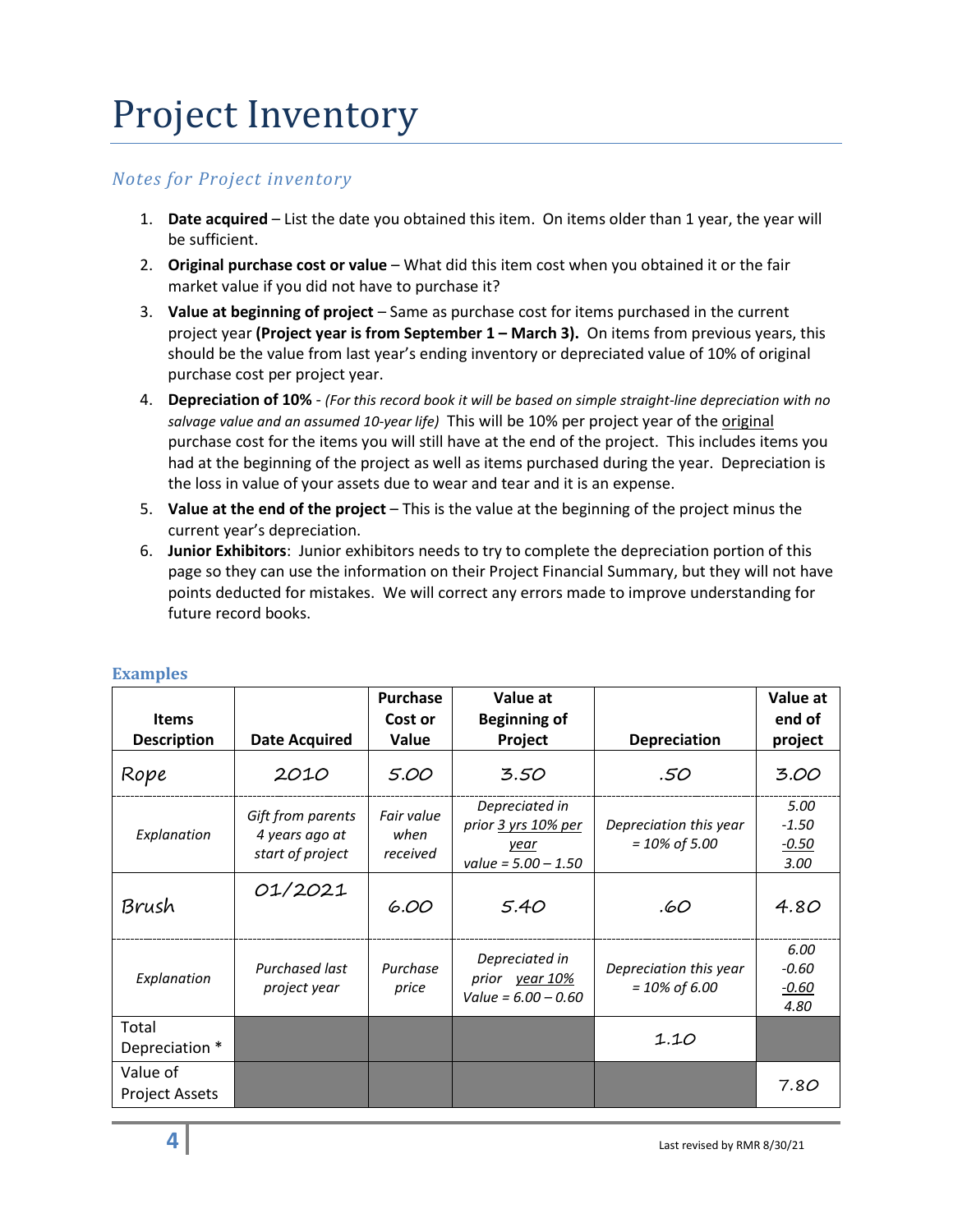# Project Inventory

## *Notes for Project inventory*

1. **Date acquired** – List the date you obtained this item. On items older than 1 year, the year will be sufficient.
2. **Original purchase cost or value** – What did this item cost when you obtained it or the fair market value if you did not have to purchase it?
3. **Value at beginning of project** – Same as purchase cost for items purchased in the current project year **(Project year is from September 1 – March 3).** On items from previous years, this should be the value from last year's ending inventory or depreciated value of 10% of original purchase cost per project year.
4. **Depreciation of 10%** - *(For this record book it will be based on simple straight-line depreciation with no salvage value and an assumed 10-year life)* This will be 10% per project year of the original purchase cost for the items you will still have at the end of the project. This includes items you had at the beginning of the project as well as items purchased during the year. Depreciation is the loss in value of your assets due to wear and tear and it is an expense.
5. **Value at the end of the project** – This is the value at the beginning of the project minus the current year's depreciation.
6. **Junior Exhibitors**: Junior exhibitors needs to try to complete the depreciation portion of this page so they can use the information on their Project Financial Summary, but they will not have points deducted for mistakes. We will correct any errors made to improve understanding for future record books.

### Examples

| Items Description | Date Acquired | Purchase Cost or Value | Value at Beginning of Project | Depreciation | Value at end of project |
|---|---|---|---|---|---|
| Rope | 2010 | 5.00 | 3.50 | .50 | 3.00 |
| *Explanation* | *Gift from parents 4 years ago at start of project* | *Fair value when received* | *Depreciated in prior 3 yrs 10% per year value = 5.00 – 1.50* | *Depreciation this year = 10% of 5.00* | *5.00 -1.50 -0.50 3.00* |
| Brush | 01/2021 | 6.00 | 5.40 | .60 | 4.80 |
| *Explanation* | *Purchased last project year* | *Purchase price* | *Depreciated in prior year 10% Value = 6.00 – 0.60* | *Depreciation this year = 10% of 6.00* | *6.00 -0.60 -0.60 4.80* |
| Total Depreciation * | | | | 1.10 | |
| Value of Project Assets | | | | | 7.80 |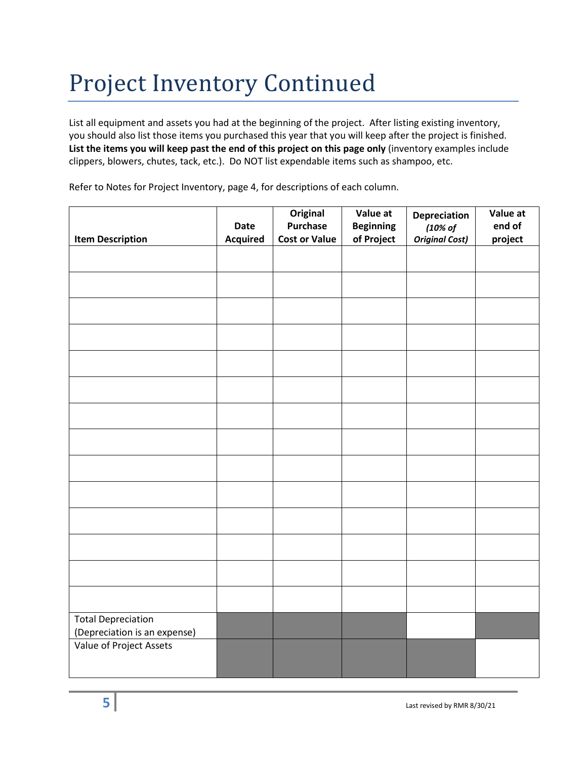# Project Inventory Continued

List all equipment and assets you had at the beginning of the project. After listing existing inventory, you should also list those items you purchased this year that you will keep after the project is finished. **List the items you will keep past the end of this project on this page only** (inventory examples include clippers, blowers, chutes, tack, etc.). Do NOT list expendable items such as shampoo, etc.

Refer to Notes for Project Inventory, page 4, for descriptions of each column.

| Item Description | Date Acquired | Original Purchase Cost or Value | Value at Beginning of Project | Depreciation *(10% of Original Cost)* | Value at end of project |
|---|---|---|---|---|---|
| | | | | | |
| | | | | | |
| | | | | | |
| | | | | | |
| | | | | | |
| | | | | | |
| | | | | | |
| | | | | | |
| | | | | | |
| | | | | | |
| | | | | | |
| | | | | | |
| | | | | | |
| | | | | | |
| Total Depreciation (Depreciation is an expense) | | | | | |
| Value of Project Assets | | | | | |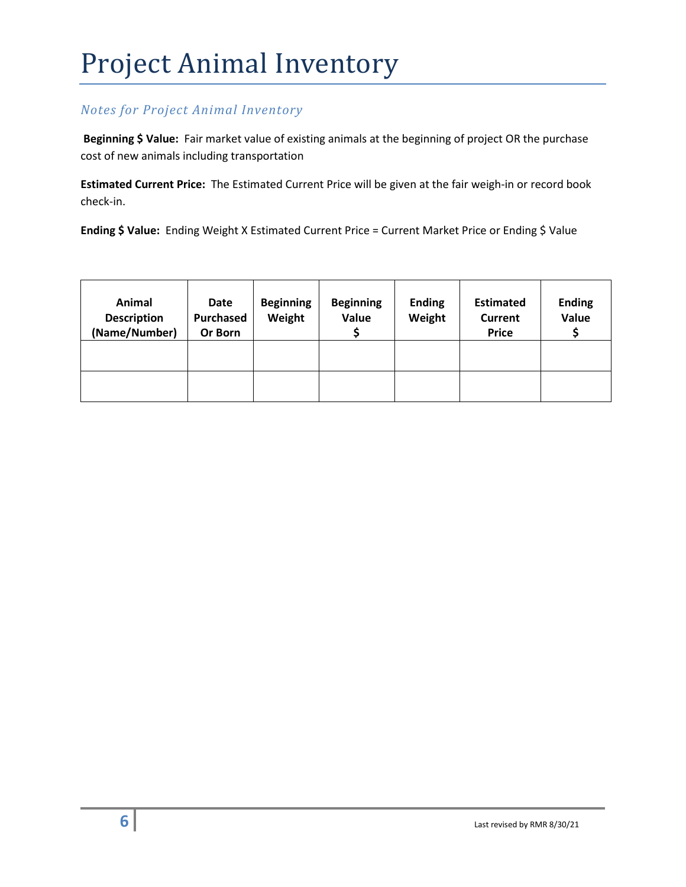# Project Animal Inventory

## *Notes for Project Animal Inventory*

**Beginning $ Value:** Fair market value of existing animals at the beginning of project OR the purchase cost of new animals including transportation

**Estimated Current Price:** The Estimated Current Price will be given at the fair weigh-in or record book check-in.

**Ending $ Value:** Ending Weight X Estimated Current Price = Current Market Price or Ending $ Value

| Animal Description (Name/Number) | Date Purchased Or Born | Beginning Weight | Beginning Value $ | Ending Weight | Estimated Current Price | Ending Value $ |
|---|---|---|---|---|---|---|
| | | | | | | |
| | | | | | | |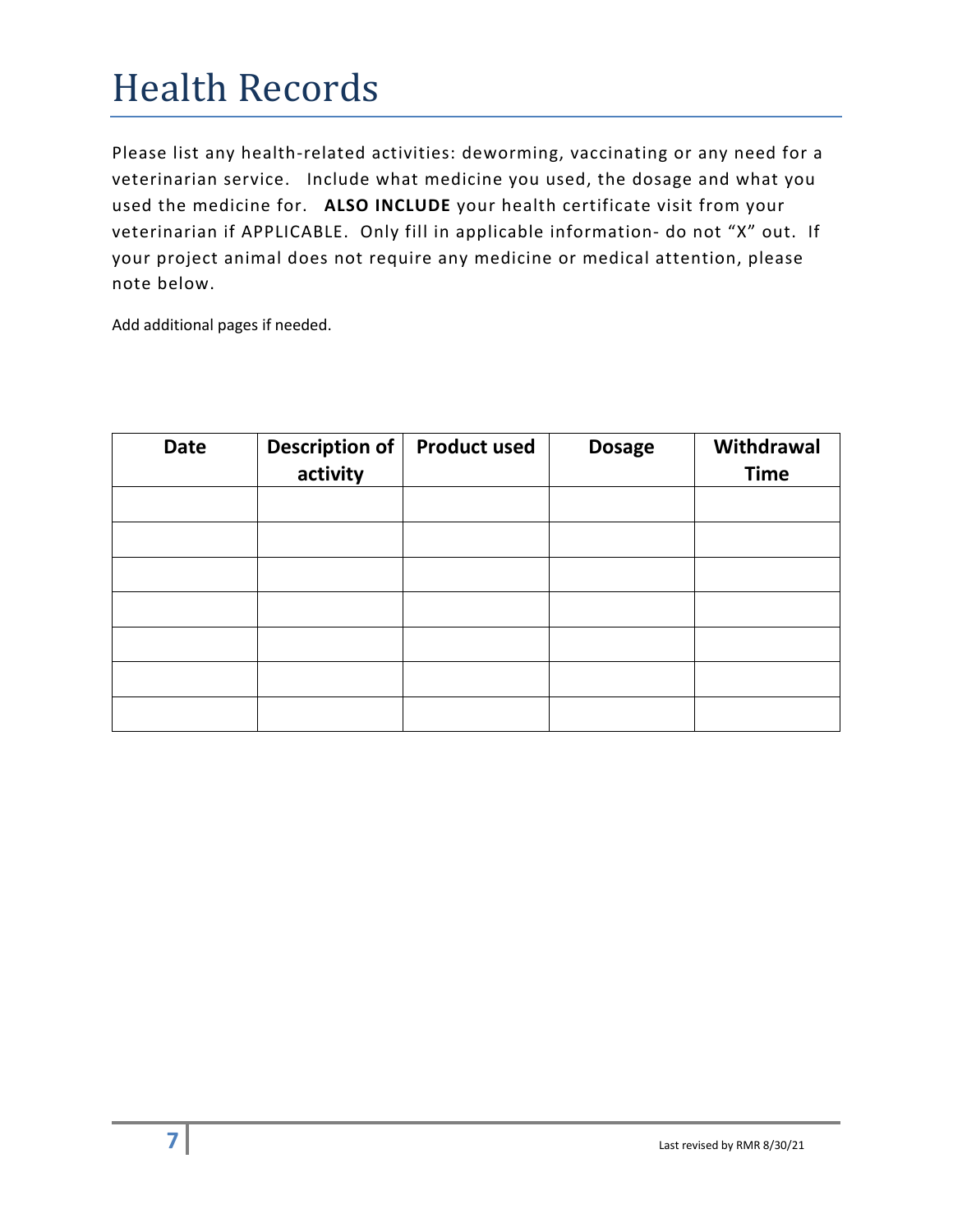# Health Records

Please list any health-related activities: deworming, vaccinating or any need for a veterinarian service. Include what medicine you used, the dosage and what you used the medicine for. **ALSO INCLUDE** your health certificate visit from your veterinarian if APPLICABLE. Only fill in applicable information- do not "X" out. If your project animal does not require any medicine or medical attention, please note below.

Add additional pages if needed.

| Date | Description of activity | Product used | Dosage | Withdrawal Time |
|---|---|---|---|---|
| | | | | |
| | | | | |
| | | | | |
| | | | | |
| | | | | |
| | | | | |
| | | | | |

Last revised by RMR 8/30/21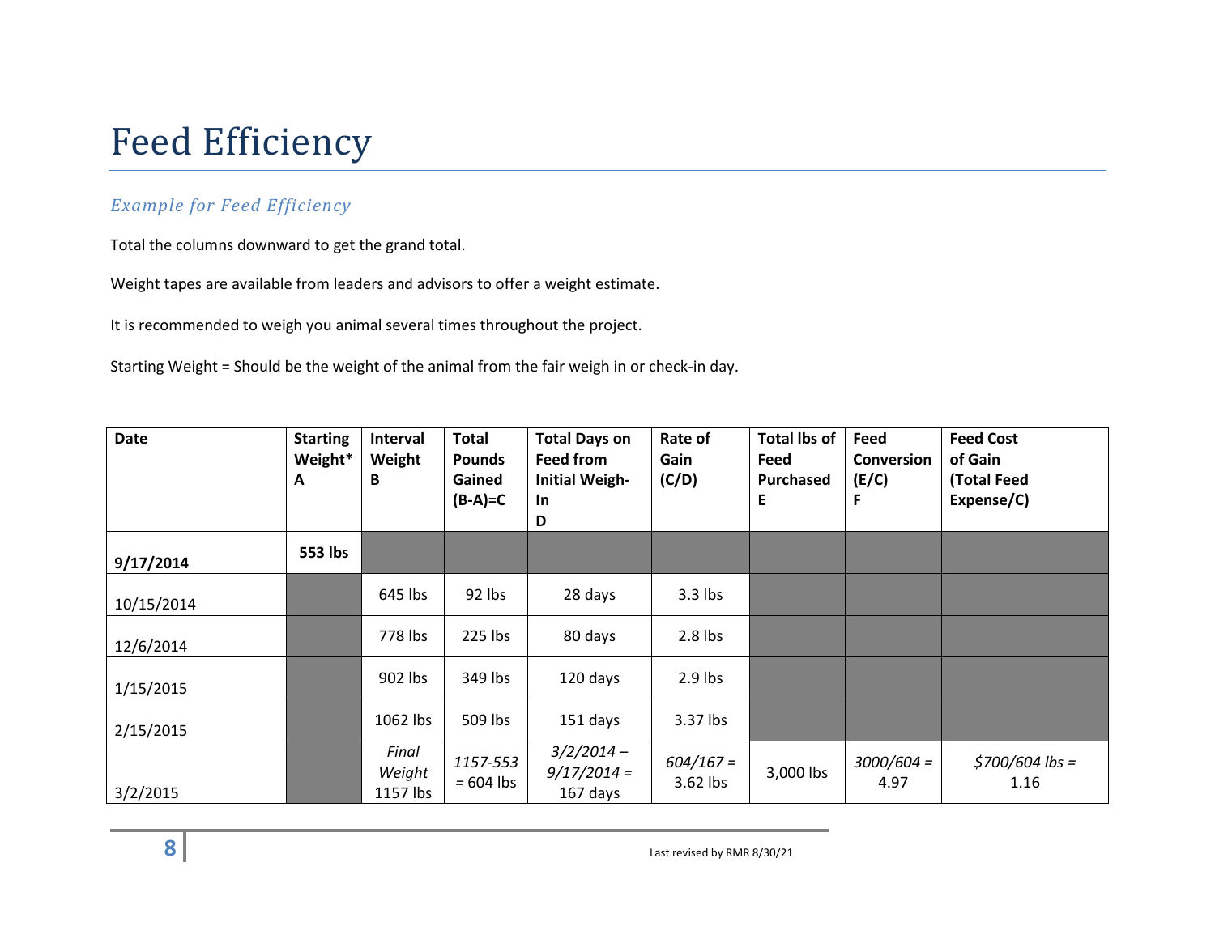# Feed Efficiency

## *Example for Feed Efficiency*

Total the columns downward to get the grand total.

Weight tapes are available from leaders and advisors to offer a weight estimate.

It is recommended to weigh you animal several times throughout the project.

Starting Weight = Should be the weight of the animal from the fair weigh in or check-in day.

| **Date** | **Starting Weight* A** | **Interval Weight B** | **Total Pounds Gained (B-A)=C** | **Total Days on Feed from Initial Weigh-In D** | **Rate of Gain (C/D)** | **Total lbs of Feed Purchased E** | **Feed Conversion (E/C) F** | **Feed Cost of Gain (Total Feed Expense/C)** |
|---|---|---|---|---|---|---|---|---|
| **9/17/2014** | **553 lbs** | | | | | | | |
| 10/15/2014 | | 645 lbs | 92 lbs | 28 days | 3.3 lbs | | | |
| 12/6/2014 | | 778 lbs | 225 lbs | 80 days | 2.8 lbs | | | |
| 1/15/2015 | | 902 lbs | 349 lbs | 120 days | 2.9 lbs | | | |
| 2/15/2015 | | 1062 lbs | 509 lbs | 151 days | 3.37 lbs | | | |
| 3/2/2015 | | *Final Weight* 1157 lbs | *1157-553* = 604 lbs | *3/2/2014 – 9/17/2014 =* 167 days | *604/167 =* 3.62 lbs | 3,000 lbs | *3000/604 =* 4.97 | *$700/604 lbs =* 1.16 |

Last revised by RMR 8/30/21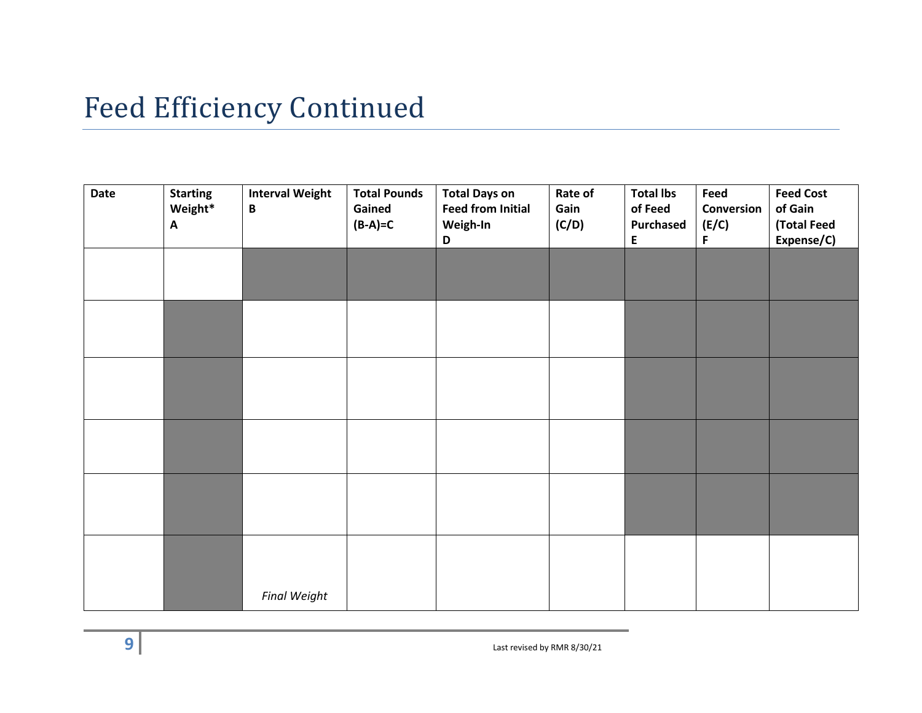# Feed Efficiency Continued

| Date | Starting Weight* A | Interval Weight B | Total Pounds Gained (B-A)=C | Total Days on Feed from Initial Weigh-In D | Rate of Gain (C/D) | Total lbs of Feed Purchased E | Feed Conversion (E/C) F | Feed Cost of Gain (Total Feed Expense/C) |
|---|---|---|---|---|---|---|---|---|
| | | | | | | | | |
| | | | | | | | | |
| | | | | | | | | |
| | | | | | | | | |
| | | | | | | | | |
| | | *Final Weight* | | | | | | |

Last revised by RMR 8/30/21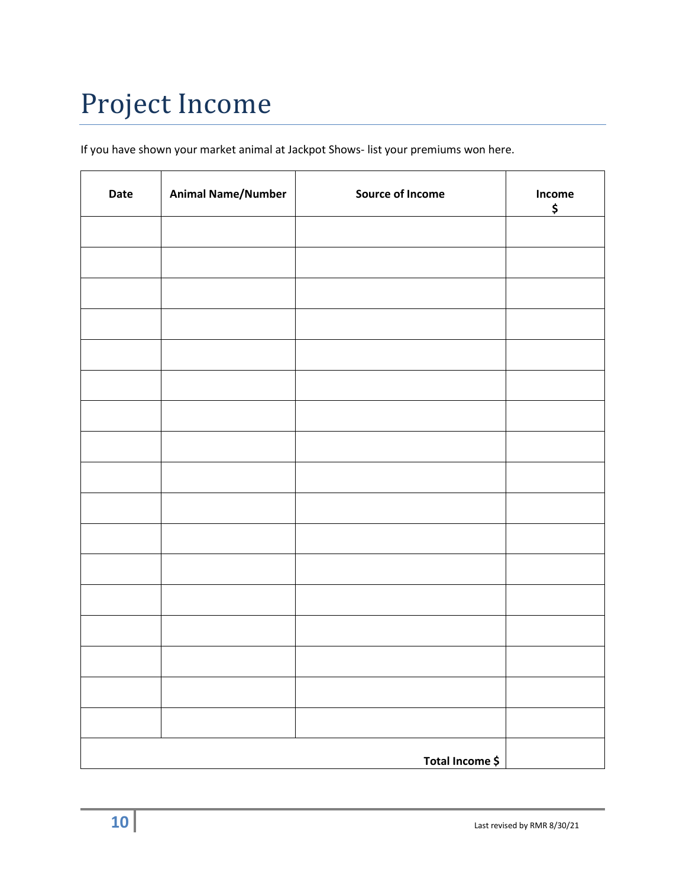# Project Income

If you have shown your market animal at Jackpot Shows- list your premiums won here.

| Date | Animal Name/Number | Source of Income | Income $ |
|---|---|---|---|
| | | | |
| | | | |
| | | | |
| | | | |
| | | | |
| | | | |
| | | | |
| | | | |
| | | | |
| | | | |
| | | | |
| | | | |
| | | | |
| | | | |
| | | | |
| | | | |
| | | | |
| | | **Total Income $** | |

Last revised by RMR 8/30/21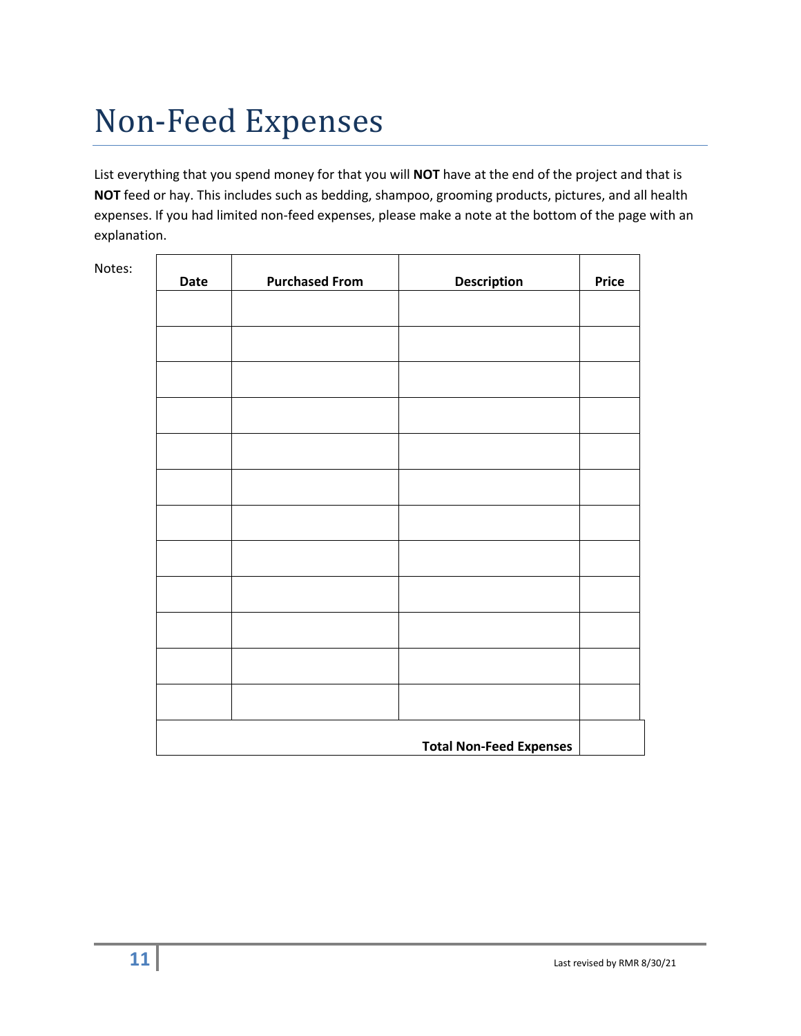# Non-Feed Expenses

List everything that you spend money for that you will **NOT** have at the end of the project and that is **NOT** feed or hay. This includes such as bedding, shampoo, grooming products, pictures, and all health expenses. If you had limited non-feed expenses, please make a note at the bottom of the page with an explanation.

Notes:

| Date | Purchased From | Description | Price |
|---|---|---|---|
| | | | |
| | | | |
| | | | |
| | | | |
| | | | |
| | | | |
| | | | |
| | | | |
| | | | |
| | | | |
| | | | |
| | | | |
| | | **Total Non-Feed Expenses** | |

Last revised by RMR 8/30/21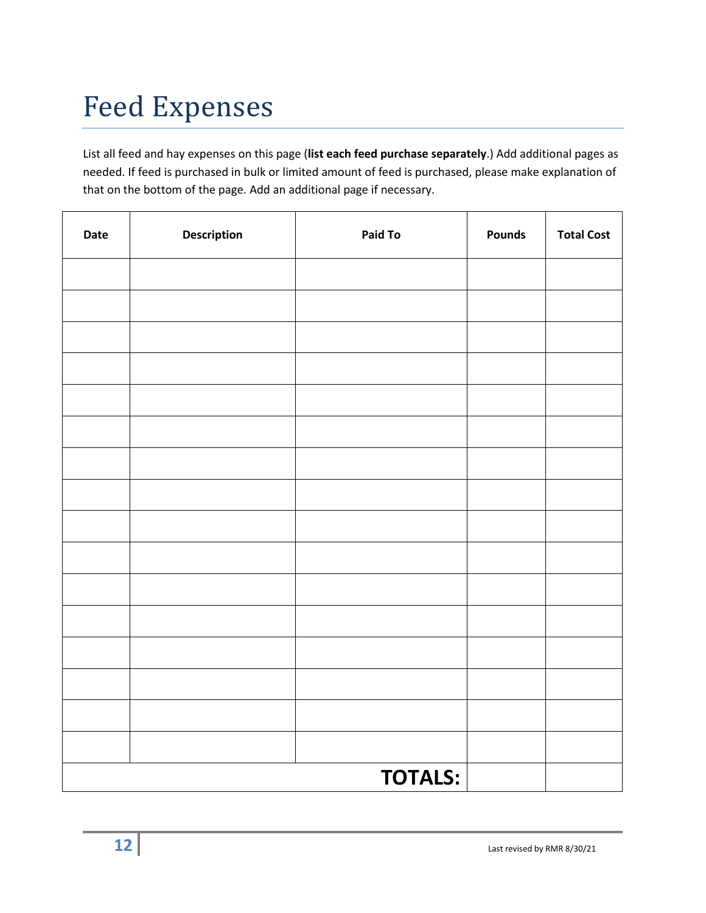# Feed Expenses

List all feed and hay expenses on this page (**list each feed purchase separately**.) Add additional pages as needed. If feed is purchased in bulk or limited amount of feed is purchased, please make explanation of that on the bottom of the page. Add an additional page if necessary.

| Date | Description | Paid To | Pounds | Total Cost |
|---|---|---|---|---|
| | | | | |
| | | | | |
| | | | | |
| | | | | |
| | | | | |
| | | | | |
| | | | | |
| | | | | |
| | | | | |
| | | | | |
| | | | | |
| | | | | |
| | | | | |
| | | | | |
| | | | | |
| | | | | |
| | | **TOTALS:** | | |

Last revised by RMR 8/30/21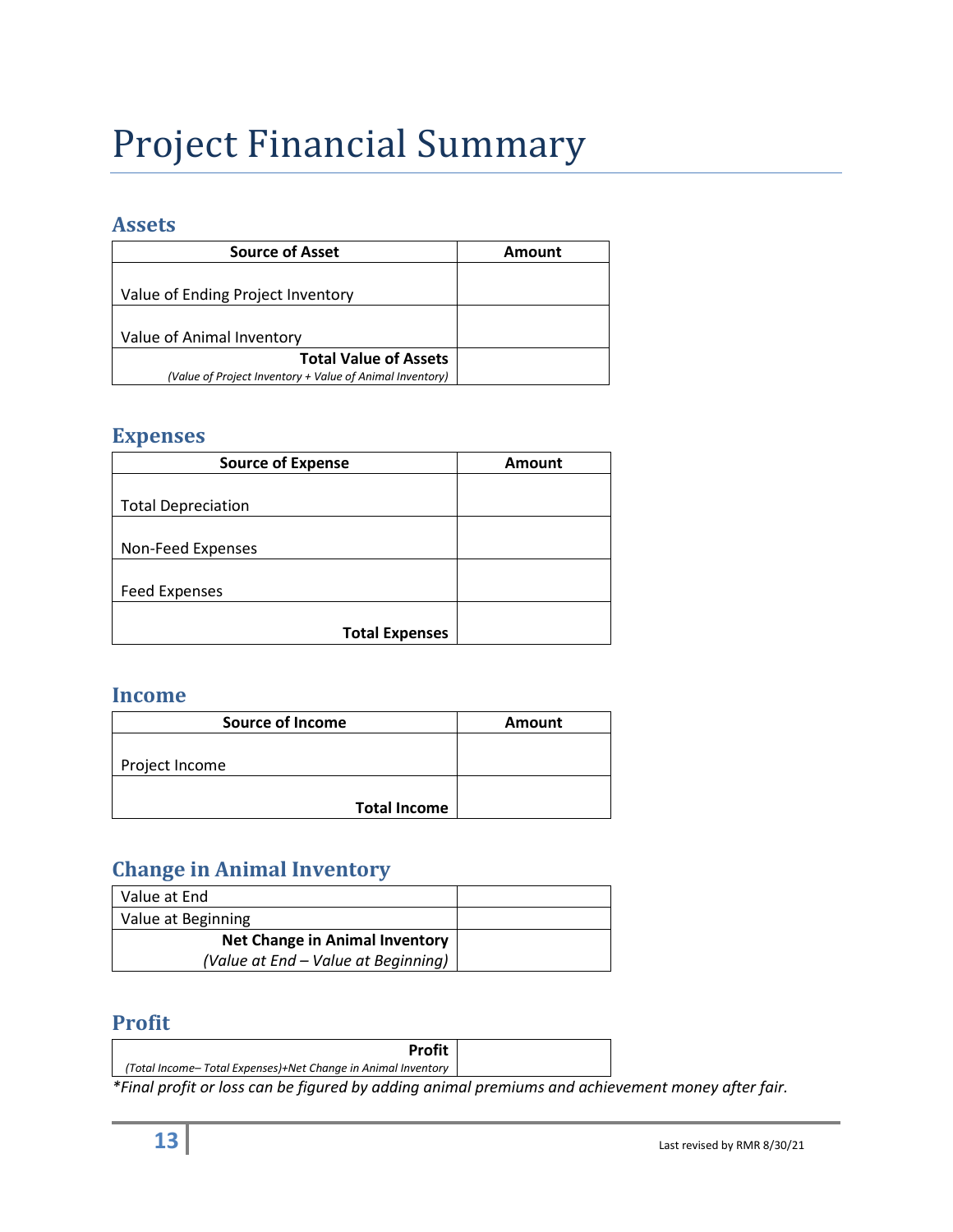# Project Financial Summary

## Assets

| Source of Asset | Amount |
|---|---|
| Value of Ending Project Inventory | |
| Value of Animal Inventory | |
| **Total Value of Assets** *(Value of Project Inventory + Value of Animal Inventory)* | |

## Expenses

| Source of Expense | Amount |
|---|---|
| Total Depreciation | |
| Non-Feed Expenses | |
| Feed Expenses | |
| **Total Expenses** | |

## Income

| Source of Income | Amount |
|---|---|
| Project Income | |
| **Total Income** | |

## Change in Animal Inventory

| | |
|---|---|
| Value at End | |
| Value at Beginning | |
| **Net Change in Animal Inventory** *(Value at End – Value at Beginning)* | |

## Profit

| | |
|---|---|
| **Profit** *(Total Income– Total Expenses)+Net Change in Animal Inventory* | |

**Final profit or loss can be figured by adding animal premiums and achievement money after fair.*

Last revised by RMR 8/30/21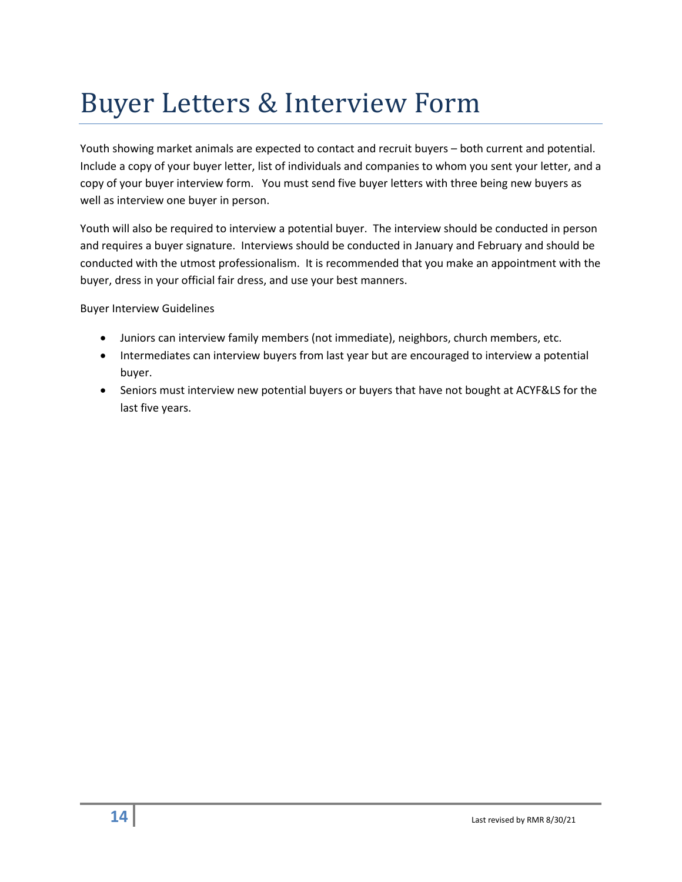# Buyer Letters & Interview Form

Youth showing market animals are expected to contact and recruit buyers – both current and potential. Include a copy of your buyer letter, list of individuals and companies to whom you sent your letter, and a copy of your buyer interview form. You must send five buyer letters with three being new buyers as well as interview one buyer in person.

Youth will also be required to interview a potential buyer. The interview should be conducted in person and requires a buyer signature. Interviews should be conducted in January and February and should be conducted with the utmost professionalism. It is recommended that you make an appointment with the buyer, dress in your official fair dress, and use your best manners.

Buyer Interview Guidelines

- Juniors can interview family members (not immediate), neighbors, church members, etc.
- Intermediates can interview buyers from last year but are encouraged to interview a potential buyer.
- Seniors must interview new potential buyers or buyers that have not bought at ACYF&LS for the last five years.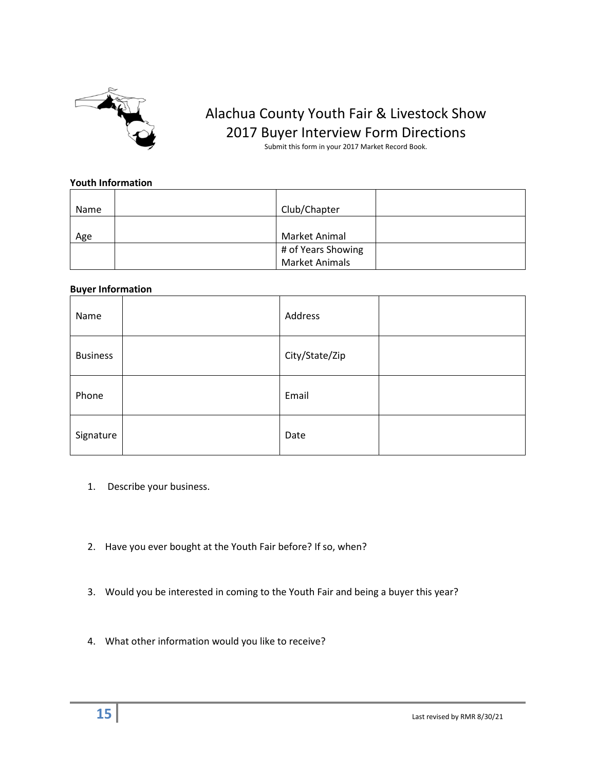# Alachua County Youth Fair & Livestock Show
## 2017 Buyer Interview Form Directions

Submit this form in your 2017 Market Record Book.

**Youth Information**

| | | | |
|---|---|---|---|
| Name | | Club/Chapter | |
| Age | | Market Animal | |
| | | # of Years Showing Market Animals | |

**Buyer Information**

| | | | |
|---|---|---|---|
| Name | | Address | |
| Business | | City/State/Zip | |
| Phone | | Email | |
| Signature | | Date | |

1. Describe your business.

2. Have you ever bought at the Youth Fair before? If so, when?

3. Would you be interested in coming to the Youth Fair and being a buyer this year?

4. What other information would you like to receive?

Last revised by RMR 8/30/21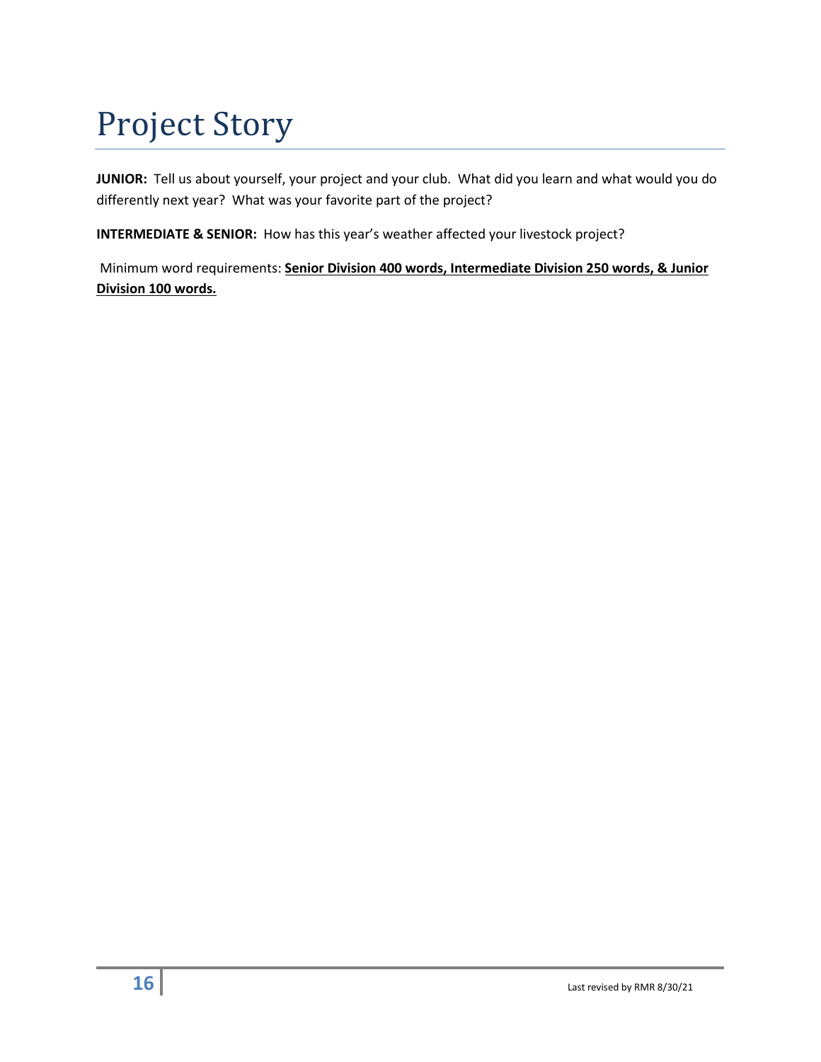# Project Story

**JUNIOR:** Tell us about yourself, your project and your club. What did you learn and what would you do differently next year? What was your favorite part of the project?

**INTERMEDIATE & SENIOR:** How has this year's weather affected your livestock project?

Minimum word requirements: **<u>Senior Division 400 words, Intermediate Division 250 words, & Junior Division 100 words.</u>**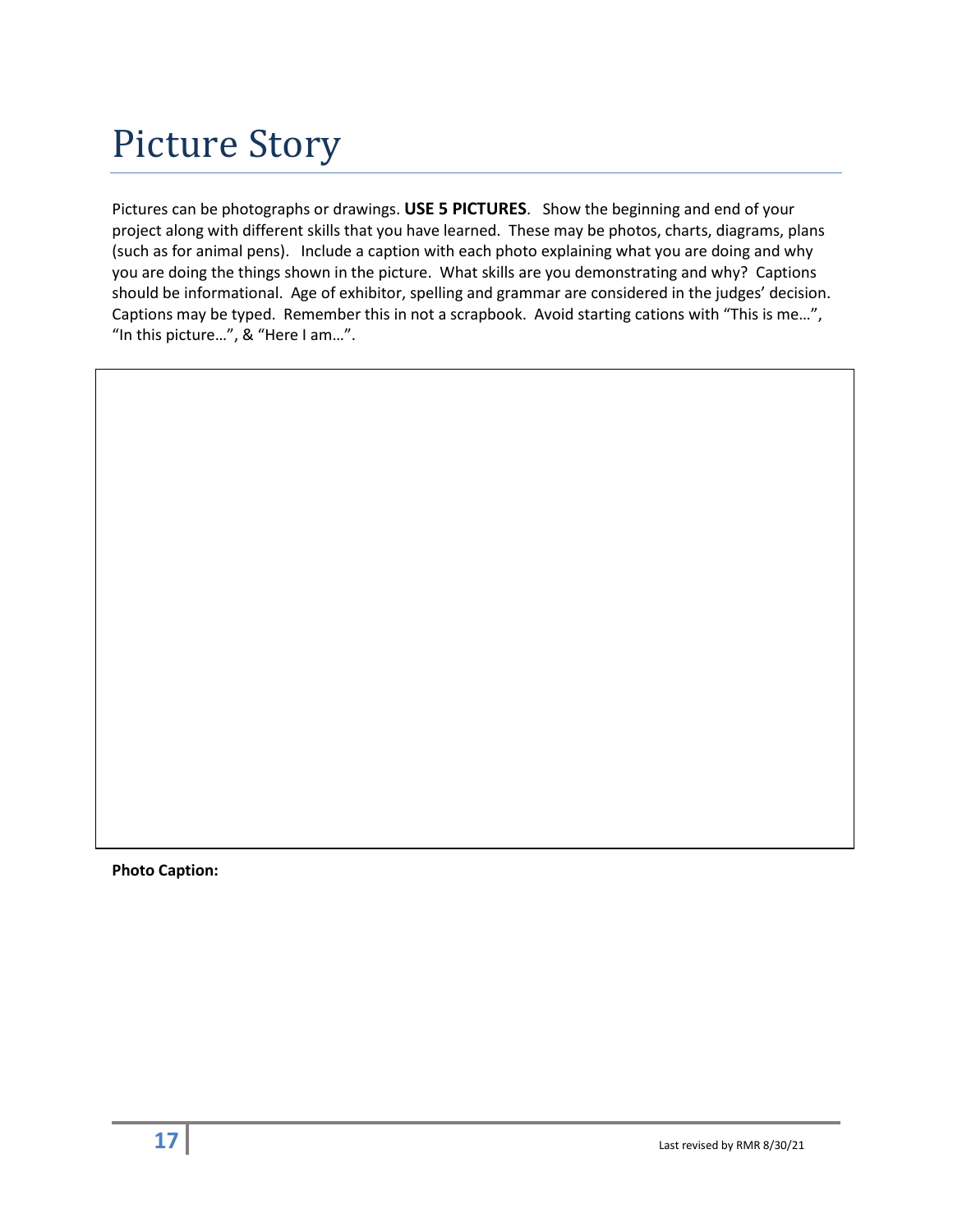# Picture Story

Pictures can be photographs or drawings. **USE 5 PICTURES**. Show the beginning and end of your project along with different skills that you have learned. These may be photos, charts, diagrams, plans (such as for animal pens). Include a caption with each photo explaining what you are doing and why you are doing the things shown in the picture. What skills are you demonstrating and why? Captions should be informational. Age of exhibitor, spelling and grammar are considered in the judges' decision. Captions may be typed. Remember this in not a scrapbook. Avoid starting cations with "This is me…", "In this picture…", & "Here I am…".

**Photo Caption:**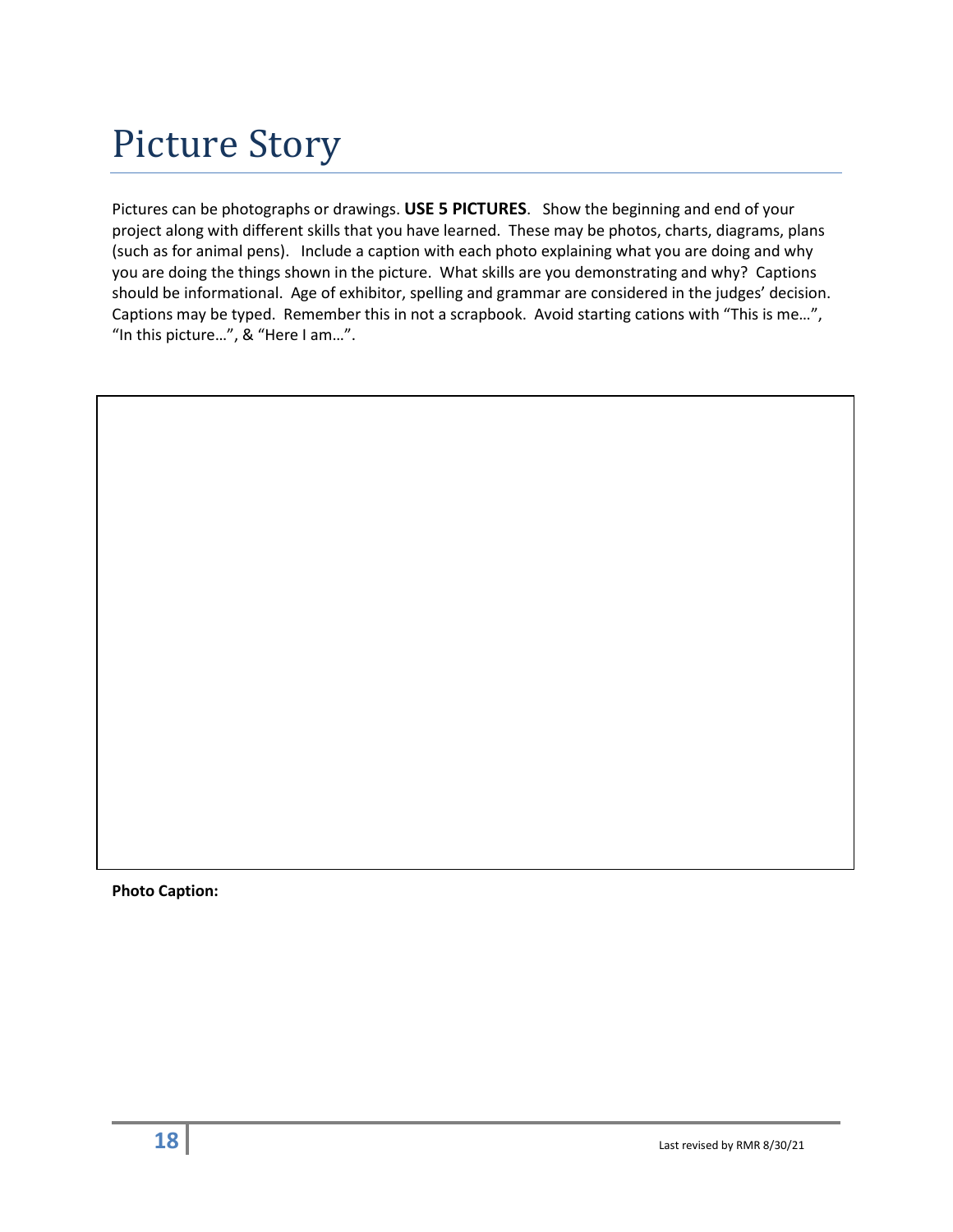# Picture Story

Pictures can be photographs or drawings. **USE 5 PICTURES**. Show the beginning and end of your project along with different skills that you have learned. These may be photos, charts, diagrams, plans (such as for animal pens). Include a caption with each photo explaining what you are doing and why you are doing the things shown in the picture. What skills are you demonstrating and why? Captions should be informational. Age of exhibitor, spelling and grammar are considered in the judges' decision. Captions may be typed. Remember this in not a scrapbook. Avoid starting cations with "This is me…", "In this picture…", & "Here I am…".

**Photo Caption:**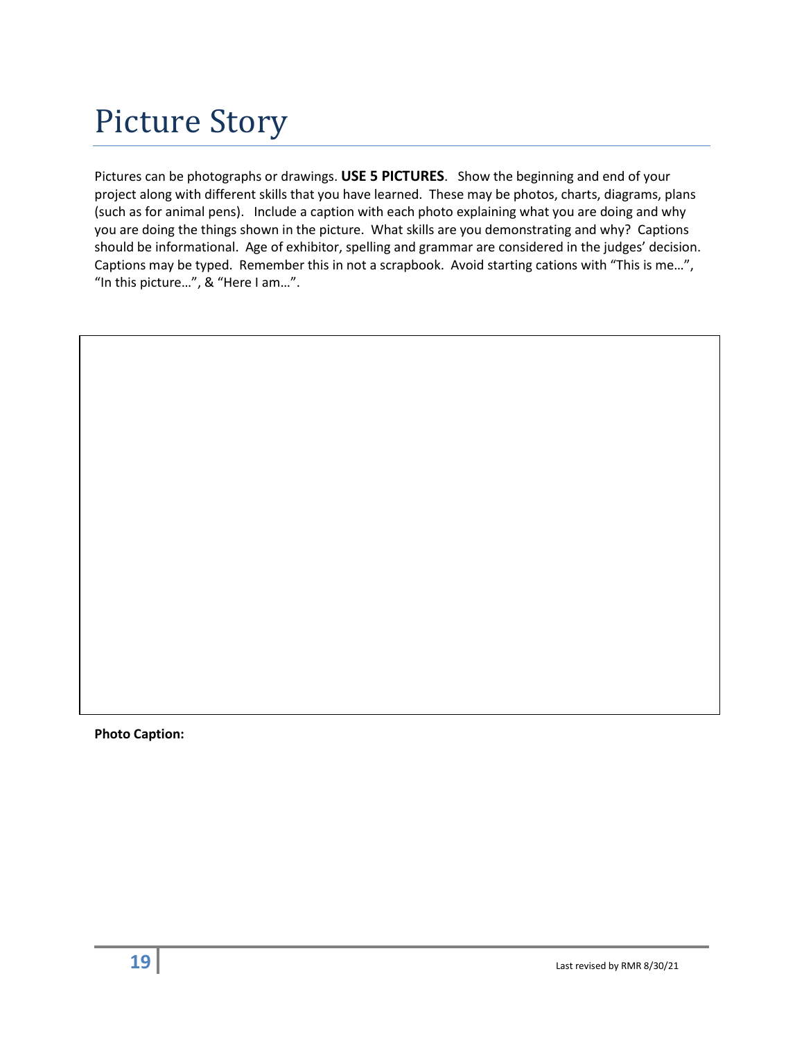# Picture Story

Pictures can be photographs or drawings. **USE 5 PICTURES**. Show the beginning and end of your project along with different skills that you have learned. These may be photos, charts, diagrams, plans (such as for animal pens). Include a caption with each photo explaining what you are doing and why you are doing the things shown in the picture. What skills are you demonstrating and why? Captions should be informational. Age of exhibitor, spelling and grammar are considered in the judges' decision. Captions may be typed. Remember this in not a scrapbook. Avoid starting cations with "This is me…", "In this picture…", & "Here I am…".

**Photo Caption:**

Last revised by RMR 8/30/21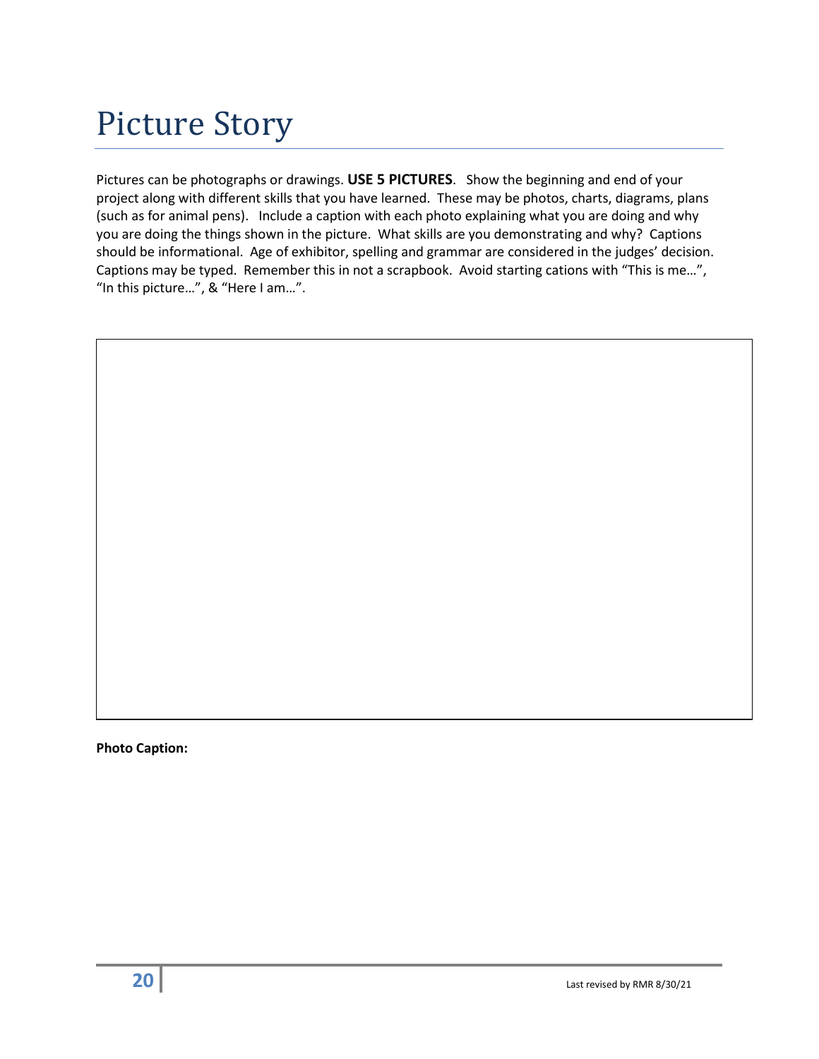# Picture Story

Pictures can be photographs or drawings. **USE 5 PICTURES**. Show the beginning and end of your project along with different skills that you have learned. These may be photos, charts, diagrams, plans (such as for animal pens). Include a caption with each photo explaining what you are doing and why you are doing the things shown in the picture. What skills are you demonstrating and why? Captions should be informational. Age of exhibitor, spelling and grammar are considered in the judges' decision. Captions may be typed. Remember this in not a scrapbook. Avoid starting cations with "This is me…", "In this picture…", & "Here I am…".

**Photo Caption:**

Last revised by RMR 8/30/21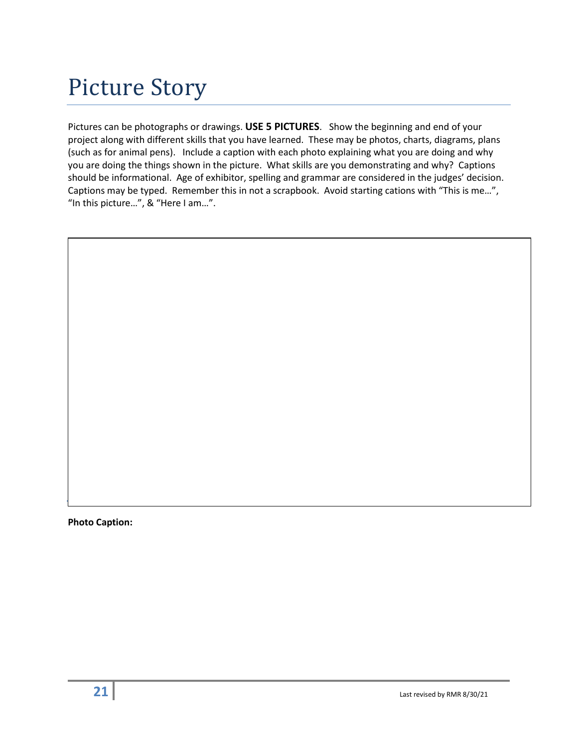# Picture Story

Pictures can be photographs or drawings. **USE 5 PICTURES**. Show the beginning and end of your project along with different skills that you have learned. These may be photos, charts, diagrams, plans (such as for animal pens). Include a caption with each photo explaining what you are doing and why you are doing the things shown in the picture. What skills are you demonstrating and why? Captions should be informational. Age of exhibitor, spelling and grammar are considered in the judges' decision. Captions may be typed. Remember this in not a scrapbook. Avoid starting cations with "This is me…", "In this picture…", & "Here I am…".

**Photo Caption:**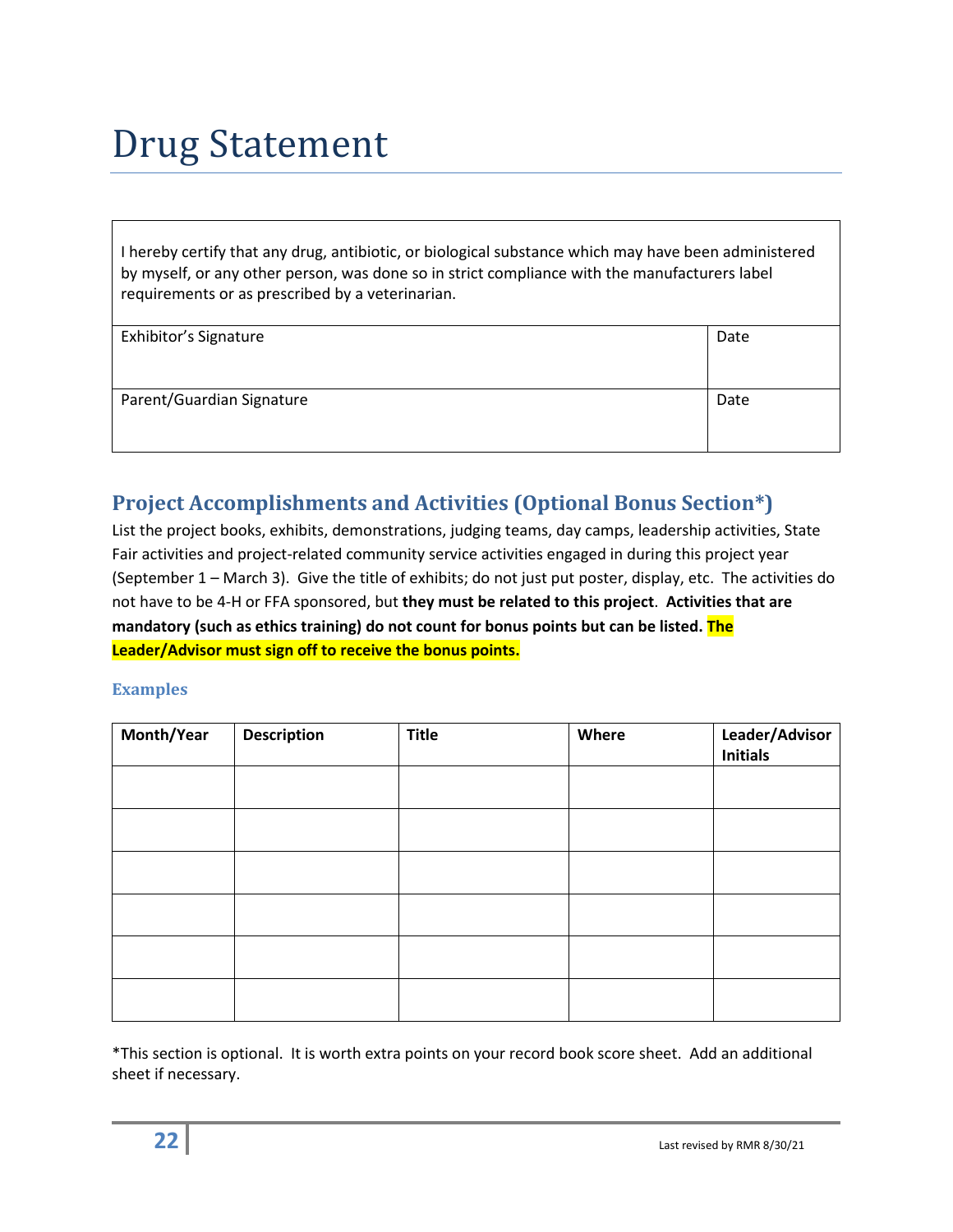# Drug Statement

| I hereby certify that any drug, antibiotic, or biological substance which may have been administered by myself, or any other person, was done so in strict compliance with the manufacturers label requirements or as prescribed by a veterinarian. | |
|---|---|
| Exhibitor's Signature | Date |
| Parent/Guardian Signature | Date |

## Project Accomplishments and Activities (Optional Bonus Section*)

List the project books, exhibits, demonstrations, judging teams, day camps, leadership activities, State Fair activities and project-related community service activities engaged in during this project year (September 1 – March 3). Give the title of exhibits; do not just put poster, display, etc. The activities do not have to be 4-H or FFA sponsored, but **they must be related to this project**. **Activities that are mandatory (such as ethics training) do not count for bonus points but can be listed. The Leader/Advisor must sign off to receive the bonus points.**

### Examples

| Month/Year | Description | Title | Where | Leader/Advisor Initials |
|---|---|---|---|---|
| | | | | |
| | | | | |
| | | | | |
| | | | | |
| | | | | |
| | | | | |

*This section is optional. It is worth extra points on your record book score sheet. Add an additional sheet if necessary.

Last revised by RMR 8/30/21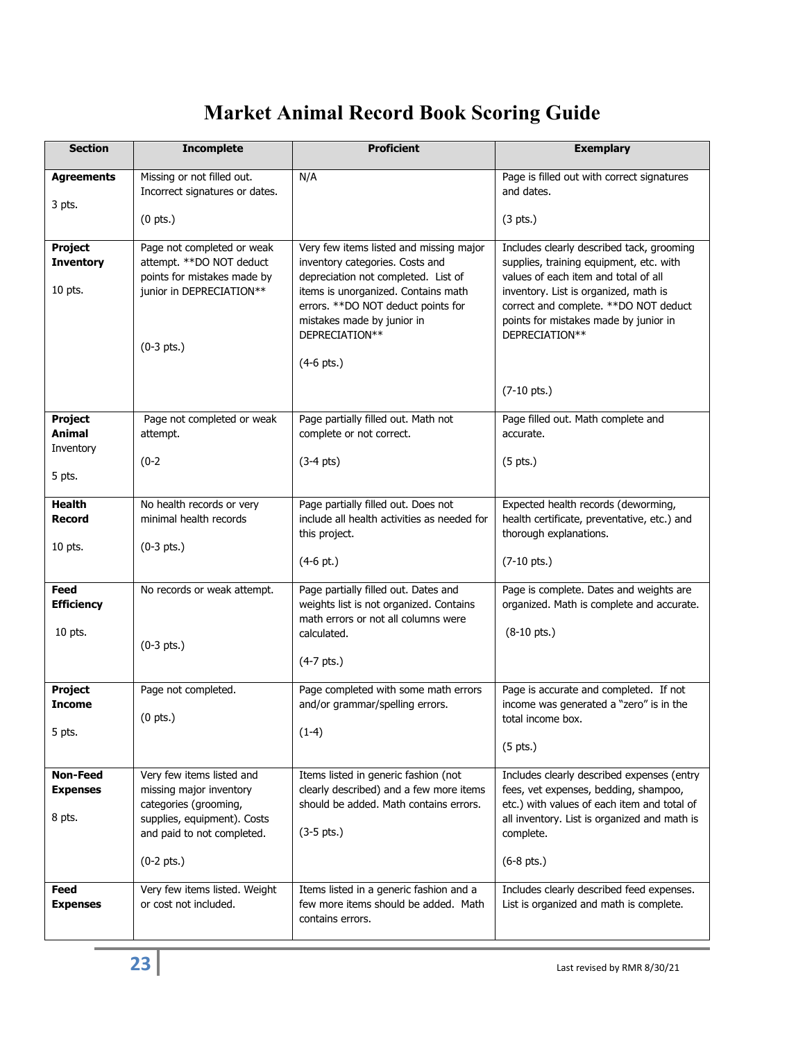# Market Animal Record Book Scoring Guide

| Section | Incomplete | Proficient | Exemplary |
|---|---|---|---|
| **Agreements** 3 pts. | Missing or not filled out. Incorrect signatures or dates. (0 pts.) | N/A | Page is filled out with correct signatures and dates. (3 pts.) |
| **Project Inventory** 10 pts. | Page not completed or weak attempt. **DO NOT deduct points for mistakes made by junior in DEPRECIATION** (0-3 pts.) | Very few items listed and missing major inventory categories. Costs and depreciation not completed. List of items is unorganized. Contains math errors. **DO NOT deduct points for mistakes made by junior in DEPRECIATION** (4-6 pts.) | Includes clearly described tack, grooming supplies, training equipment, etc. with values of each item and total of all inventory. List is organized, math is correct and complete. **DO NOT deduct points for mistakes made by junior in DEPRECIATION** (7-10 pts.) |
| **Project Animal** Inventory 5 pts. | Page not completed or weak attempt. (0-2 | Page partially filled out. Math not complete or not correct. (3-4 pts) | Page filled out. Math complete and accurate. (5 pts.) |
| **Health Record** 10 pts. | No health records or very minimal health records (0-3 pts.) | Page partially filled out. Does not include all health activities as needed for this project. (4-6 pt.) | Expected health records (deworming, health certificate, preventative, etc.) and thorough explanations. (7-10 pts.) |
| **Feed Efficiency** 10 pts. | No records or weak attempt. (0-3 pts.) | Page partially filled out. Dates and weights list is not organized. Contains math errors or not all columns were calculated. (4-7 pts.) | Page is complete. Dates and weights are organized. Math is complete and accurate. (8-10 pts.) |
| **Project Income** 5 pts. | Page not completed. (0 pts.) | Page completed with some math errors and/or grammar/spelling errors. (1-4) | Page is accurate and completed. If not income was generated a "zero" is in the total income box. (5 pts.) |
| **Non-Feed Expenses** 8 pts. | Very few items listed and missing major inventory categories (grooming, supplies, equipment). Costs and paid to not completed. (0-2 pts.) | Items listed in generic fashion (not clearly described) and a few more items should be added. Math contains errors. (3-5 pts.) | Includes clearly described expenses (entry fees, vet expenses, bedding, shampoo, etc.) with values of each item and total of all inventory. List is organized and math is complete. (6-8 pts.) |
| **Feed Expenses** | Very few items listed. Weight or cost not included. | Items listed in a generic fashion and a few more items should be added. Math contains errors. | Includes clearly described feed expenses. List is organized and math is complete. |

Last revised by RMR 8/30/21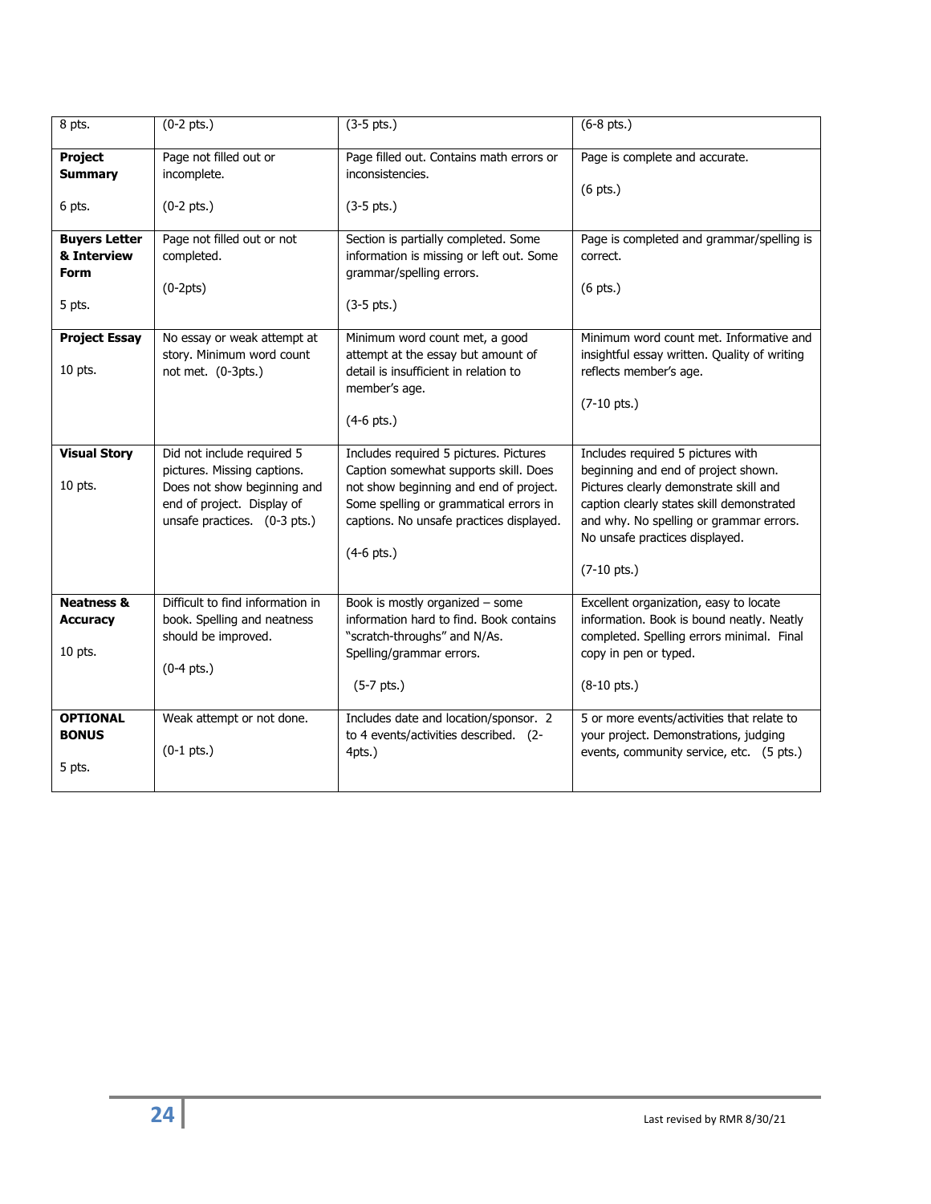| | | | |
|---|---|---|---|
| 8 pts. | (0-2 pts.) | (3-5 pts.) | (6-8 pts.) |
| **Project Summary**<br><br>6 pts. | Page not filled out or incomplete.<br><br>(0-2 pts.) | Page filled out. Contains math errors or inconsistencies.<br><br>(3-5 pts.) | Page is complete and accurate.<br><br>(6 pts.) |
| **Buyers Letter & Interview Form**<br><br>5 pts. | Page not filled out or not completed.<br><br>(0-2pts) | Section is partially completed. Some information is missing or left out. Some grammar/spelling errors.<br><br>(3-5 pts.) | Page is completed and grammar/spelling is correct.<br><br>(6 pts.) |
| **Project Essay**<br><br>10 pts. | No essay or weak attempt at story. Minimum word count not met. (0-3pts.) | Minimum word count met, a good attempt at the essay but amount of detail is insufficient in relation to member's age.<br><br>(4-6 pts.) | Minimum word count met. Informative and insightful essay written. Quality of writing reflects member's age.<br><br>(7-10 pts.) |
| **Visual Story**<br><br>10 pts. | Did not include required 5 pictures. Missing captions. Does not show beginning and end of project. Display of unsafe practices. (0-3 pts.) | Includes required 5 pictures. Pictures Caption somewhat supports skill. Does not show beginning and end of project. Some spelling or grammatical errors in captions. No unsafe practices displayed.<br><br>(4-6 pts.) | Includes required 5 pictures with beginning and end of project shown. Pictures clearly demonstrate skill and caption clearly states skill demonstrated and why. No spelling or grammar errors. No unsafe practices displayed.<br><br>(7-10 pts.) |
| **Neatness & Accuracy**<br><br>10 pts. | Difficult to find information in book. Spelling and neatness should be improved.<br><br>(0-4 pts.) | Book is mostly organized – some information hard to find. Book contains "scratch-throughs" and N/As. Spelling/grammar errors.<br><br>(5-7 pts.) | Excellent organization, easy to locate information. Book is bound neatly. Neatly completed. Spelling errors minimal. Final copy in pen or typed.<br><br>(8-10 pts.) |
| **OPTIONAL BONUS**<br><br>5 pts. | Weak attempt or not done.<br><br>(0-1 pts.) | Includes date and location/sponsor. 2 to 4 events/activities described. (2-4pts.) | 5 or more events/activities that relate to your project. Demonstrations, judging events, community service, etc. (5 pts.) |

Last revised by RMR 8/30/21